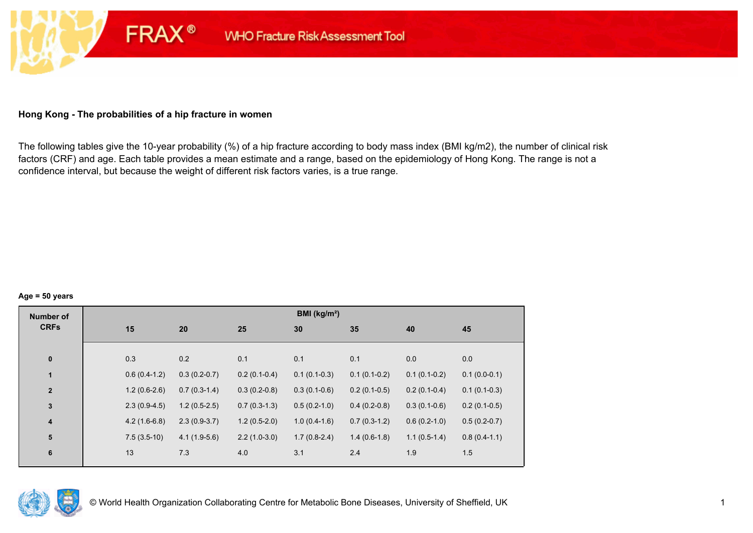FRAX® WHO Fracture Risk Assessment Tool

## Hong Kong - The probabilities of a hip fracture in women

The following tables give the 10-year probability (%) of a hip fracture according to body mass index (BMI kg/m2), the number of clinical risk factors (CRF) and age. Each table provides a mean estimate and a range, based on the epidemiology of Hong Kong. The range is not a confidence interval, but because the weight of different risk factors varies, is a true range.

**Age = 50 years**

| Number of CRFs | BMI (kg/m²) | | | | | | |
|---|---|---|---|---|---|---|---|
| | 15 | 20 | 25 | 30 | 35 | 40 | 45 |
| 0 | 0.3 | 0.2 | 0.1 | 0.1 | 0.1 | 0.0 | 0.0 |
| 1 | 0.6 (0.4-1.2) | 0.3 (0.2-0.7) | 0.2 (0.1-0.4) | 0.1 (0.1-0.3) | 0.1 (0.1-0.2) | 0.1 (0.1-0.2) | 0.1 (0.0-0.1) |
| 2 | 1.2 (0.6-2.6) | 0.7 (0.3-1.4) | 0.3 (0.2-0.8) | 0.3 (0.1-0.6) | 0.2 (0.1-0.5) | 0.2 (0.1-0.4) | 0.1 (0.1-0.3) |
| 3 | 2.3 (0.9-4.5) | 1.2 (0.5-2.5) | 0.7 (0.3-1.3) | 0.5 (0.2-1.0) | 0.4 (0.2-0.8) | 0.3 (0.1-0.6) | 0.2 (0.1-0.5) |
| 4 | 4.2 (1.6-6.8) | 2.3 (0.9-3.7) | 1.2 (0.5-2.0) | 1.0 (0.4-1.6) | 0.7 (0.3-1.2) | 0.6 (0.2-1.0) | 0.5 (0.2-0.7) |
| 5 | 7.5 (3.5-10) | 4.1 (1.9-5.6) | 2.2 (1.0-3.0) | 1.7 (0.8-2.4) | 1.4 (0.6-1.8) | 1.1 (0.5-1.4) | 0.8 (0.4-1.1) |
| 6 | 13 | 7.3 | 4.0 | 3.1 | 2.4 | 1.9 | 1.5 |

© World Health Organization Collaborating Centre for Metabolic Bone Diseases, University of Sheffield, UK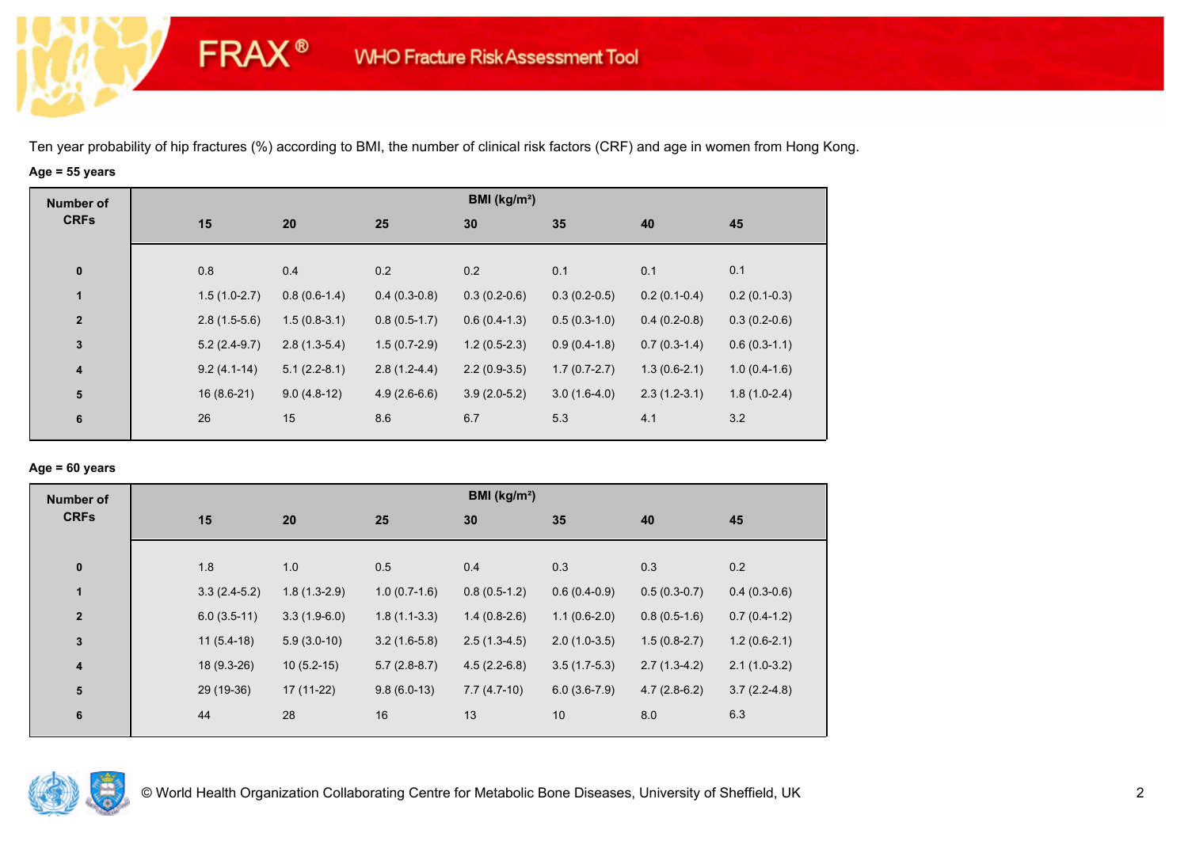Ten year probability of hip fractures (%) according to BMI, the number of clinical risk factors (CRF) and age in women from Hong Kong.

**Age = 55 years**

| Number of CRFs | BMI (kg/m²) | | | | | | |
|---|---|---|---|---|---|---|---|
| | 15 | 20 | 25 | 30 | 35 | 40 | 45 |
| 0 | 0.8 | 0.4 | 0.2 | 0.2 | 0.1 | 0.1 | 0.1 |
| 1 | 1.5 (1.0-2.7) | 0.8 (0.6-1.4) | 0.4 (0.3-0.8) | 0.3 (0.2-0.6) | 0.3 (0.2-0.5) | 0.2 (0.1-0.4) | 0.2 (0.1-0.3) |
| 2 | 2.8 (1.5-5.6) | 1.5 (0.8-3.1) | 0.8 (0.5-1.7) | 0.6 (0.4-1.3) | 0.5 (0.3-1.0) | 0.4 (0.2-0.8) | 0.3 (0.2-0.6) |
| 3 | 5.2 (2.4-9.7) | 2.8 (1.3-5.4) | 1.5 (0.7-2.9) | 1.2 (0.5-2.3) | 0.9 (0.4-1.8) | 0.7 (0.3-1.4) | 0.6 (0.3-1.1) |
| 4 | 9.2 (4.1-14) | 5.1 (2.2-8.1) | 2.8 (1.2-4.4) | 2.2 (0.9-3.5) | 1.7 (0.7-2.7) | 1.3 (0.6-2.1) | 1.0 (0.4-1.6) |
| 5 | 16 (8.6-21) | 9.0 (4.8-12) | 4.9 (2.6-6.6) | 3.9 (2.0-5.2) | 3.0 (1.6-4.0) | 2.3 (1.2-3.1) | 1.8 (1.0-2.4) |
| 6 | 26 | 15 | 8.6 | 6.7 | 5.3 | 4.1 | 3.2 |

**Age = 60 years**

| Number of CRFs | BMI (kg/m²) | | | | | | |
|---|---|---|---|---|---|---|---|
| | 15 | 20 | 25 | 30 | 35 | 40 | 45 |
| 0 | 1.8 | 1.0 | 0.5 | 0.4 | 0.3 | 0.3 | 0.2 |
| 1 | 3.3 (2.4-5.2) | 1.8 (1.3-2.9) | 1.0 (0.7-1.6) | 0.8 (0.5-1.2) | 0.6 (0.4-0.9) | 0.5 (0.3-0.7) | 0.4 (0.3-0.6) |
| 2 | 6.0 (3.5-11) | 3.3 (1.9-6.0) | 1.8 (1.1-3.3) | 1.4 (0.8-2.6) | 1.1 (0.6-2.0) | 0.8 (0.5-1.6) | 0.7 (0.4-1.2) |
| 3 | 11 (5.4-18) | 5.9 (3.0-10) | 3.2 (1.6-5.8) | 2.5 (1.3-4.5) | 2.0 (1.0-3.5) | 1.5 (0.8-2.7) | 1.2 (0.6-2.1) |
| 4 | 18 (9.3-26) | 10 (5.2-15) | 5.7 (2.8-8.7) | 4.5 (2.2-6.8) | 3.5 (1.7-5.3) | 2.7 (1.3-4.2) | 2.1 (1.0-3.2) |
| 5 | 29 (19-36) | 17 (11-22) | 9.8 (6.0-13) | 7.7 (4.7-10) | 6.0 (3.6-7.9) | 4.7 (2.8-6.2) | 3.7 (2.2-4.8) |
| 6 | 44 | 28 | 16 | 13 | 10 | 8.0 | 6.3 |

© World Health Organization Collaborating Centre for Metabolic Bone Diseases, University of Sheffield, UK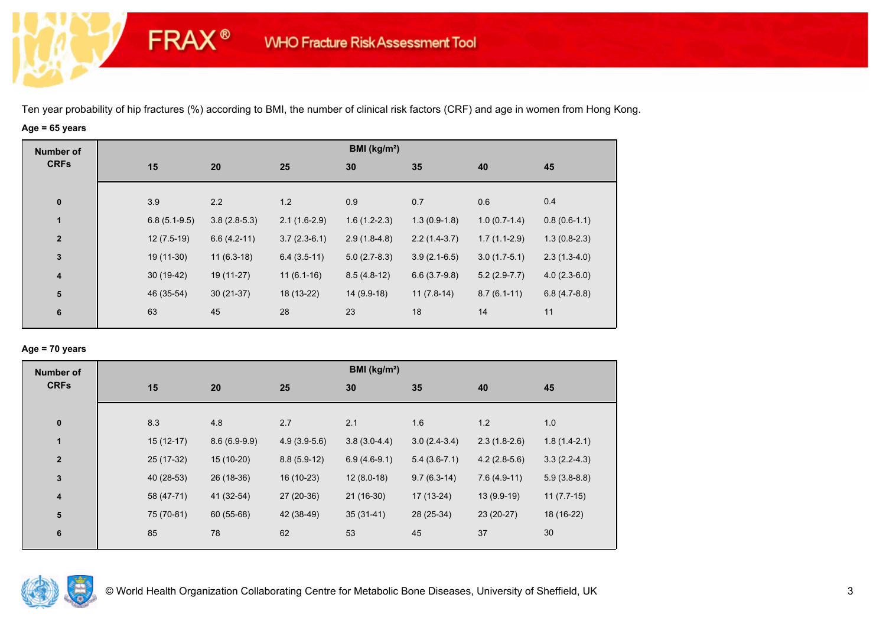FRAX® WHO Fracture Risk Assessment Tool

Ten year probability of hip fractures (%) according to BMI, the number of clinical risk factors (CRF) and age in women from Hong Kong.

**Age = 65 years**

| Number of CRFs | BMI (kg/m²) | | | | | | |
|---|---|---|---|---|---|---|---|
| | 15 | 20 | 25 | 30 | 35 | 40 | 45 |
| 0 | 3.9 | 2.2 | 1.2 | 0.9 | 0.7 | 0.6 | 0.4 |
| 1 | 6.8 (5.1-9.5) | 3.8 (2.8-5.3) | 2.1 (1.6-2.9) | 1.6 (1.2-2.3) | 1.3 (0.9-1.8) | 1.0 (0.7-1.4) | 0.8 (0.6-1.1) |
| 2 | 12 (7.5-19) | 6.6 (4.2-11) | 3.7 (2.3-6.1) | 2.9 (1.8-4.8) | 2.2 (1.4-3.7) | 1.7 (1.1-2.9) | 1.3 (0.8-2.3) |
| 3 | 19 (11-30) | 11 (6.3-18) | 6.4 (3.5-11) | 5.0 (2.7-8.3) | 3.9 (2.1-6.5) | 3.0 (1.7-5.1) | 2.3 (1.3-4.0) |
| 4 | 30 (19-42) | 19 (11-27) | 11 (6.1-16) | 8.5 (4.8-12) | 6.6 (3.7-9.8) | 5.2 (2.9-7.7) | 4.0 (2.3-6.0) |
| 5 | 46 (35-54) | 30 (21-37) | 18 (13-22) | 14 (9.9-18) | 11 (7.8-14) | 8.7 (6.1-11) | 6.8 (4.7-8.8) |
| 6 | 63 | 45 | 28 | 23 | 18 | 14 | 11 |

**Age = 70 years**

| Number of CRFs | BMI (kg/m²) | | | | | | |
|---|---|---|---|---|---|---|---|
| | 15 | 20 | 25 | 30 | 35 | 40 | 45 |
| 0 | 8.3 | 4.8 | 2.7 | 2.1 | 1.6 | 1.2 | 1.0 |
| 1 | 15 (12-17) | 8.6 (6.9-9.9) | 4.9 (3.9-5.6) | 3.8 (3.0-4.4) | 3.0 (2.4-3.4) | 2.3 (1.8-2.6) | 1.8 (1.4-2.1) |
| 2 | 25 (17-32) | 15 (10-20) | 8.8 (5.9-12) | 6.9 (4.6-9.1) | 5.4 (3.6-7.1) | 4.2 (2.8-5.6) | 3.3 (2.2-4.3) |
| 3 | 40 (28-53) | 26 (18-36) | 16 (10-23) | 12 (8.0-18) | 9.7 (6.3-14) | 7.6 (4.9-11) | 5.9 (3.8-8.8) |
| 4 | 58 (47-71) | 41 (32-54) | 27 (20-36) | 21 (16-30) | 17 (13-24) | 13 (9.9-19) | 11 (7.7-15) |
| 5 | 75 (70-81) | 60 (55-68) | 42 (38-49) | 35 (31-41) | 28 (25-34) | 23 (20-27) | 18 (16-22) |
| 6 | 85 | 78 | 62 | 53 | 45 | 37 | 30 |

© World Health Organization Collaborating Centre for Metabolic Bone Diseases, University of Sheffield, UK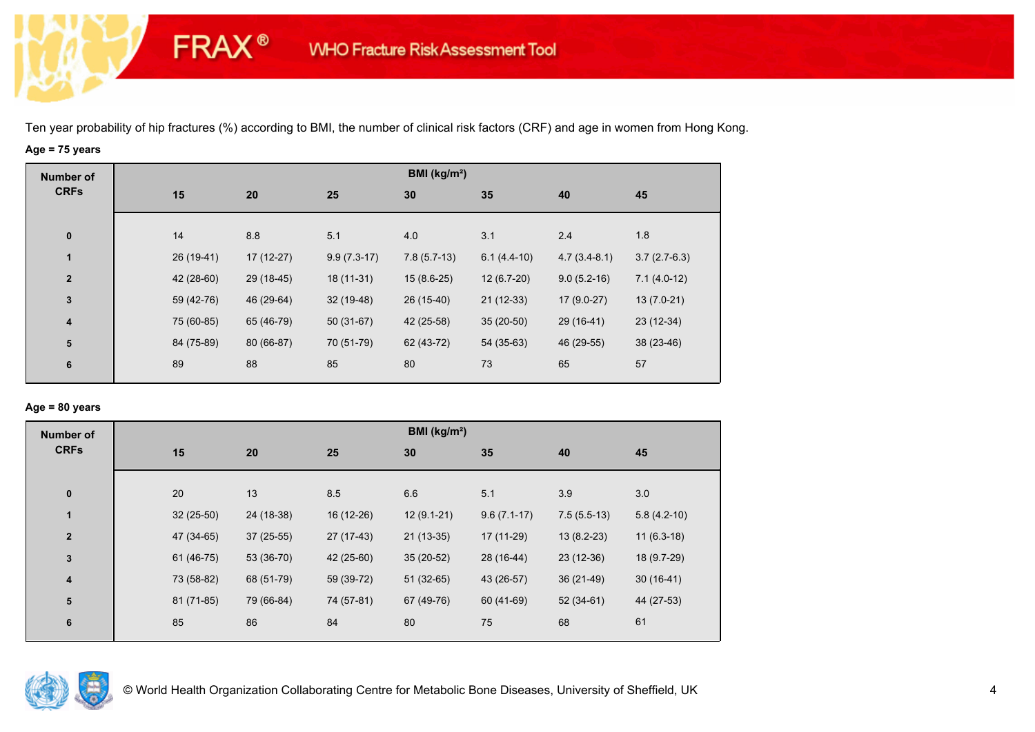Ten year probability of hip fractures (%) according to BMI, the number of clinical risk factors (CRF) and age in women from Hong Kong.

**Age = 75 years**

| Number of CRFs | BMI (kg/m²) | | | | | | |
|---|---|---|---|---|---|---|---|
| | 15 | 20 | 25 | 30 | 35 | 40 | 45 |
| 0 | 14 | 8.8 | 5.1 | 4.0 | 3.1 | 2.4 | 1.8 |
| 1 | 26 (19-41) | 17 (12-27) | 9.9 (7.3-17) | 7.8 (5.7-13) | 6.1 (4.4-10) | 4.7 (3.4-8.1) | 3.7 (2.7-6.3) |
| 2 | 42 (28-60) | 29 (18-45) | 18 (11-31) | 15 (8.6-25) | 12 (6.7-20) | 9.0 (5.2-16) | 7.1 (4.0-12) |
| 3 | 59 (42-76) | 46 (29-64) | 32 (19-48) | 26 (15-40) | 21 (12-33) | 17 (9.0-27) | 13 (7.0-21) |
| 4 | 75 (60-85) | 65 (46-79) | 50 (31-67) | 42 (25-58) | 35 (20-50) | 29 (16-41) | 23 (12-34) |
| 5 | 84 (75-89) | 80 (66-87) | 70 (51-79) | 62 (43-72) | 54 (35-63) | 46 (29-55) | 38 (23-46) |
| 6 | 89 | 88 | 85 | 80 | 73 | 65 | 57 |

**Age = 80 years**

| Number of CRFs | BMI (kg/m²) | | | | | | |
|---|---|---|---|---|---|---|---|
| | 15 | 20 | 25 | 30 | 35 | 40 | 45 |
| 0 | 20 | 13 | 8.5 | 6.6 | 5.1 | 3.9 | 3.0 |
| 1 | 32 (25-50) | 24 (18-38) | 16 (12-26) | 12 (9.1-21) | 9.6 (7.1-17) | 7.5 (5.5-13) | 5.8 (4.2-10) |
| 2 | 47 (34-65) | 37 (25-55) | 27 (17-43) | 21 (13-35) | 17 (11-29) | 13 (8.2-23) | 11 (6.3-18) |
| 3 | 61 (46-75) | 53 (36-70) | 42 (25-60) | 35 (20-52) | 28 (16-44) | 23 (12-36) | 18 (9.7-29) |
| 4 | 73 (58-82) | 68 (51-79) | 59 (39-72) | 51 (32-65) | 43 (26-57) | 36 (21-49) | 30 (16-41) |
| 5 | 81 (71-85) | 79 (66-84) | 74 (57-81) | 67 (49-76) | 60 (41-69) | 52 (34-61) | 44 (27-53) |
| 6 | 85 | 86 | 84 | 80 | 75 | 68 | 61 |

© World Health Organization Collaborating Centre for Metabolic Bone Diseases, University of Sheffield, UK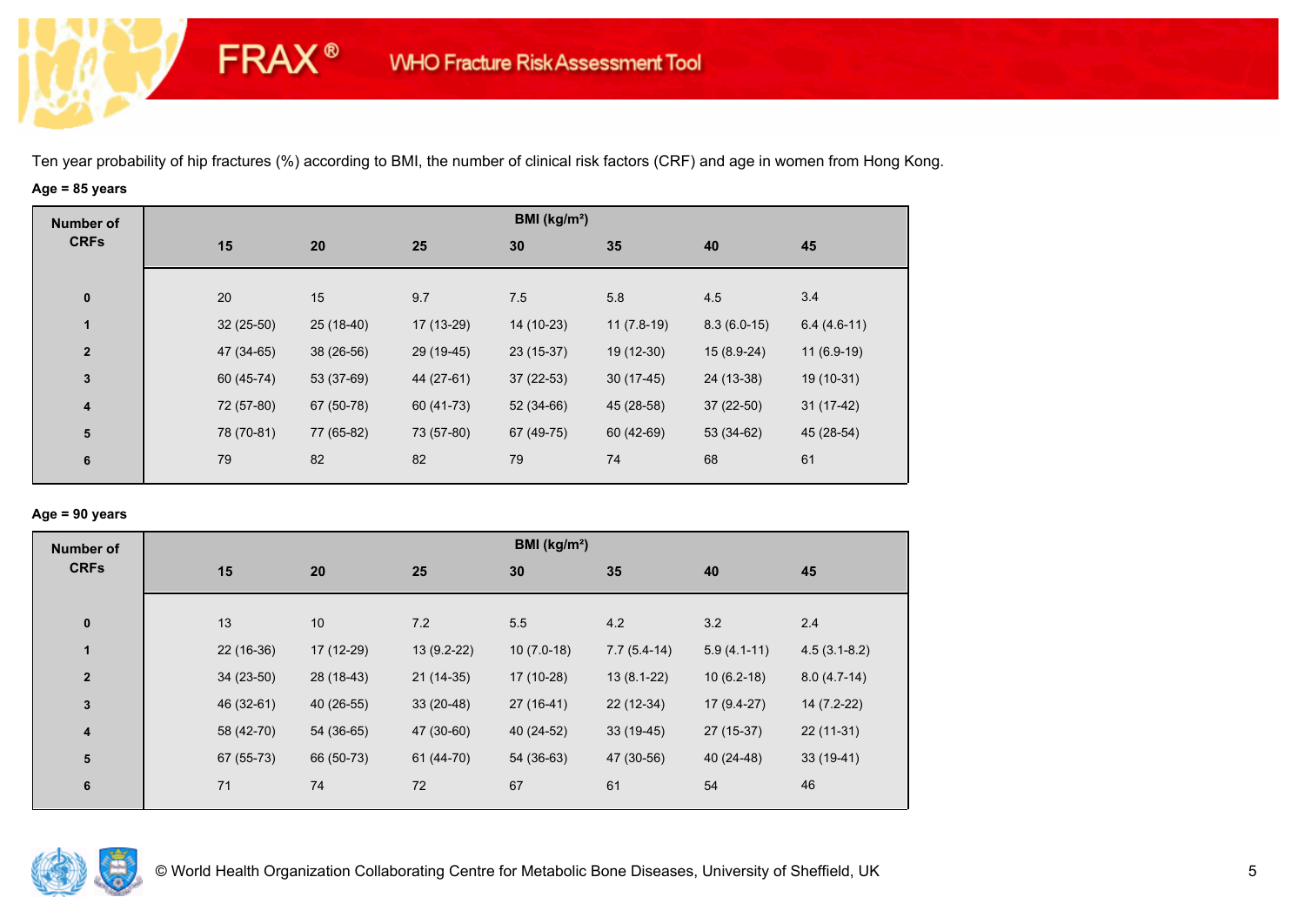FRAX® WHO Fracture Risk Assessment Tool

Ten year probability of hip fractures (%) according to BMI, the number of clinical risk factors (CRF) and age in women from Hong Kong.

**Age = 85 years**

| Number of CRFs | BMI (kg/m²) | | | | | | |
|---|---|---|---|---|---|---|---|
| | 15 | 20 | 25 | 30 | 35 | 40 | 45 |
| 0 | 20 | 15 | 9.7 | 7.5 | 5.8 | 4.5 | 3.4 |
| 1 | 32 (25-50) | 25 (18-40) | 17 (13-29) | 14 (10-23) | 11 (7.8-19) | 8.3 (6.0-15) | 6.4 (4.6-11) |
| 2 | 47 (34-65) | 38 (26-56) | 29 (19-45) | 23 (15-37) | 19 (12-30) | 15 (8.9-24) | 11 (6.9-19) |
| 3 | 60 (45-74) | 53 (37-69) | 44 (27-61) | 37 (22-53) | 30 (17-45) | 24 (13-38) | 19 (10-31) |
| 4 | 72 (57-80) | 67 (50-78) | 60 (41-73) | 52 (34-66) | 45 (28-58) | 37 (22-50) | 31 (17-42) |
| 5 | 78 (70-81) | 77 (65-82) | 73 (57-80) | 67 (49-75) | 60 (42-69) | 53 (34-62) | 45 (28-54) |
| 6 | 79 | 82 | 82 | 79 | 74 | 68 | 61 |

**Age = 90 years**

| Number of CRFs | BMI (kg/m²) | | | | | | |
|---|---|---|---|---|---|---|---|
| | 15 | 20 | 25 | 30 | 35 | 40 | 45 |
| 0 | 13 | 10 | 7.2 | 5.5 | 4.2 | 3.2 | 2.4 |
| 1 | 22 (16-36) | 17 (12-29) | 13 (9.2-22) | 10 (7.0-18) | 7.7 (5.4-14) | 5.9 (4.1-11) | 4.5 (3.1-8.2) |
| 2 | 34 (23-50) | 28 (18-43) | 21 (14-35) | 17 (10-28) | 13 (8.1-22) | 10 (6.2-18) | 8.0 (4.7-14) |
| 3 | 46 (32-61) | 40 (26-55) | 33 (20-48) | 27 (16-41) | 22 (12-34) | 17 (9.4-27) | 14 (7.2-22) |
| 4 | 58 (42-70) | 54 (36-65) | 47 (30-60) | 40 (24-52) | 33 (19-45) | 27 (15-37) | 22 (11-31) |
| 5 | 67 (55-73) | 66 (50-73) | 61 (44-70) | 54 (36-63) | 47 (30-56) | 40 (24-48) | 33 (19-41) |
| 6 | 71 | 74 | 72 | 67 | 61 | 54 | 46 |

© World Health Organization Collaborating Centre for Metabolic Bone Diseases, University of Sheffield, UK